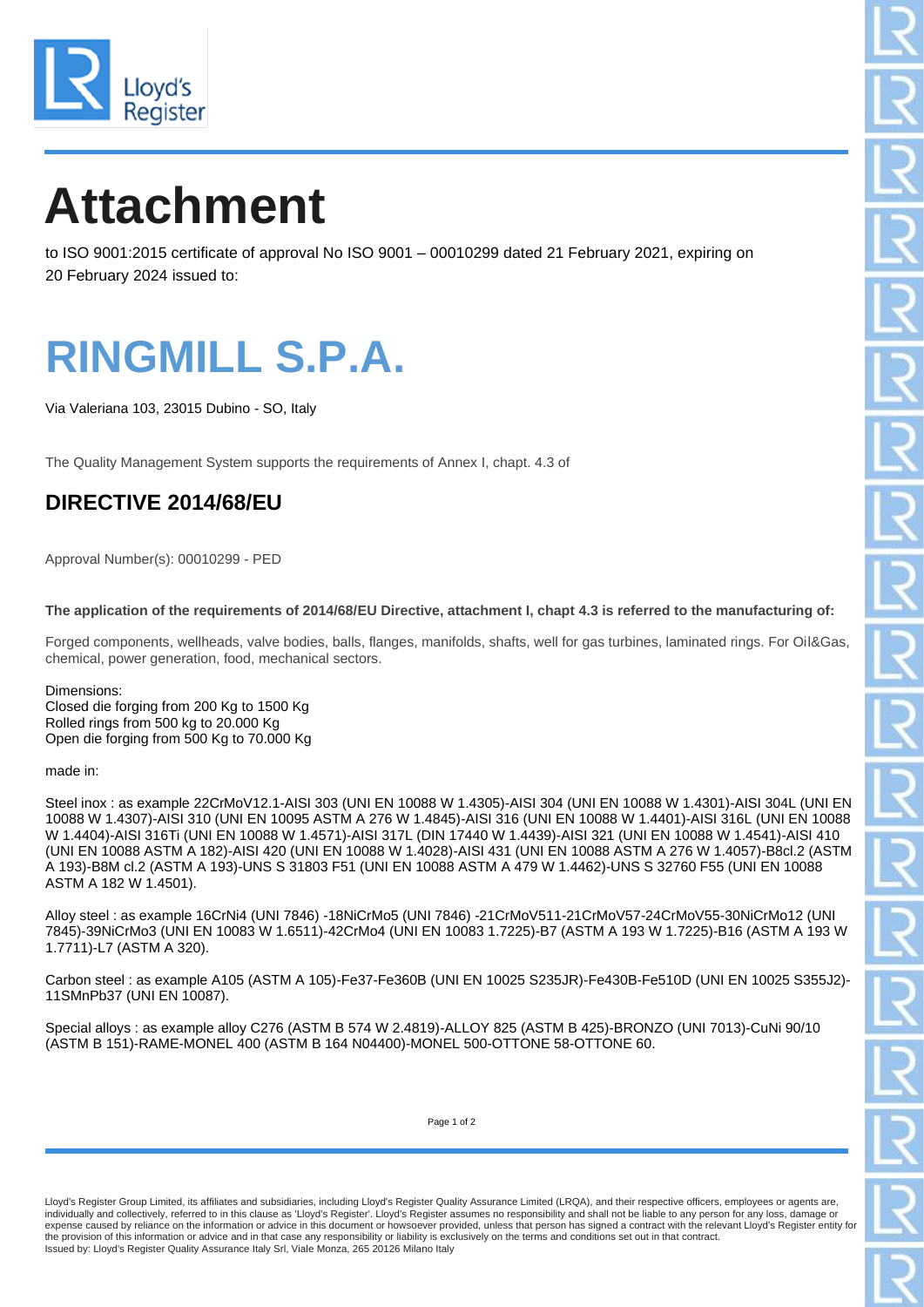# Attachment

to ISO 9001:2015 certificate of approval No ISO 9001 – 00010299 dated 21 February 2021, expiring on 20 February 2024 issued to:

# RINGMILL S.P.A.

Via Valeriana 103, 23015 Dubino - SO, Italy

The Quality Management System supports the requirements of Annex I, chapt. 4.3 of

## DIRECTIVE 2014/68/EU

Approval Number(s): 00010299 - PED

**The application of the requirements of 2014/68/EU Directive, attachment I, chapt 4.3 is referred to the manufacturing of:**

Forged components, wellheads, valve bodies, balls, flanges, manifolds, shafts, well for gas turbines, laminated rings. For Oil&Gas, chemical, power generation, food, mechanical sectors.

Dimensions:
Closed die forging from 200 Kg to 1500 Kg
Rolled rings from 500 kg to 20.000 Kg
Open die forging from 500 Kg to 70.000 Kg

made in:

Steel inox : as example 22CrMoV12.1-AISI 303 (UNI EN 10088 W 1.4305)-AISI 304 (UNI EN 10088 W 1.4301)-AISI 304L (UNI EN 10088 W 1.4307)-AISI 310 (UNI EN 10095 ASTM A 276 W 1.4845)-AISI 316 (UNI EN 10088 W 1.4401)-AISI 316L (UNI EN 10088 W 1.4404)-AISI 316Ti (UNI EN 10088 W 1.4571)-AISI 317L (DIN 17440 W 1.4439)-AISI 321 (UNI EN 10088 W 1.4541)-AISI 410 (UNI EN 10088 ASTM A 182)-AISI 420 (UNI EN 10088 W 1.4028)-AISI 431 (UNI EN 10088 ASTM A 276 W 1.4057)-B8cl.2 (ASTM A 193)-B8M cl.2 (ASTM A 193)-UNS S 31803 F51 (UNI EN 10088 ASTM A 479 W 1.4462)-UNS S 32760 F55 (UNI EN 10088 ASTM A 182 W 1.4501).

Alloy steel : as example 16CrNi4 (UNI 7846) -18NiCrMo5 (UNI 7846) -21CrMoV511-21CrMoV57-24CrMoV55-30NiCrMo12 (UNI 7845)-39NiCrMo3 (UNI EN 10083 W 1.6511)-42CrMo4 (UNI EN 10083 1.7225)-B7 (ASTM A 193 W 1.7225)-B16 (ASTM A 193 W 1.7711)-L7 (ASTM A 320).

Carbon steel : as example A105 (ASTM A 105)-Fe37-Fe360B (UNI EN 10025 S235JR)-Fe430B-Fe510D (UNI EN 10025 S355J2)-11SMnPb37 (UNI EN 10087).

Special alloys : as example alloy C276 (ASTM B 574 W 2.4819)-ALLOY 825 (ASTM B 425)-BRONZO (UNI 7013)-CuNi 90/10 (ASTM B 151)-RAME-MONEL 400 (ASTM B 164 N04400)-MONEL 500-OTTONE 58-OTTONE 60.

Lloyd's Register Group Limited, its affiliates and subsidiaries, including Lloyd's Register Quality Assurance Limited (LRQA), and their respective officers, employees or agents are, individually and collectively, referred to in this clause as 'Lloyd's Register'. Lloyd's Register assumes no responsibility and shall not be liable to any person for any loss, damage or expense caused by reliance on the information or advice in this document or howsoever provided, unless that person has signed a contract with the relevant Lloyd's Register entity for the provision of this information or advice and in that case any responsibility or liability is exclusively on the terms and conditions set out in that contract.
Issued by: Lloyd's Register Quality Assurance Italy Srl, Viale Monza, 265 20126 Milano Italy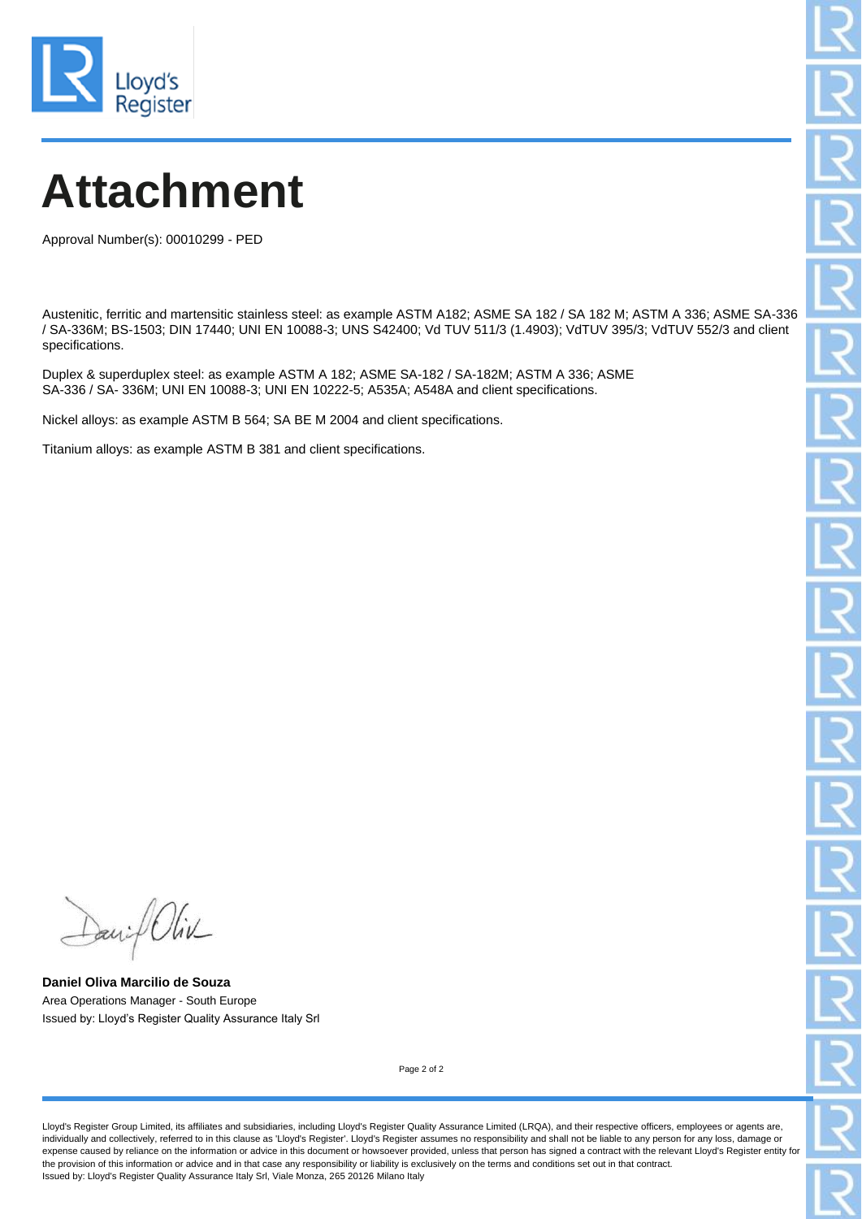# Attachment

Approval Number(s): 00010299 - PED

Austenitic, ferritic and martensitic stainless steel: as example ASTM A182; ASME SA 182 / SA 182 M; ASTM A 336; ASME SA-336 / SA-336M; BS-1503; DIN 17440; UNI EN 10088-3; UNS S42400; Vd TUV 511/3 (1.4903); VdTUV 395/3; VdTUV 552/3 and client specifications.

Duplex & superduplex steel: as example ASTM A 182; ASME SA-182 / SA-182M; ASTM A 336; ASME SA-336 / SA- 336M; UNI EN 10088-3; UNI EN 10222-5; A535A; A548A and client specifications.

Nickel alloys: as example ASTM B 564; SA BE M 2004 and client specifications.

Titanium alloys: as example ASTM B 381 and client specifications.

**Daniel Oliva Marcilio de Souza**
Area Operations Manager - South Europe
Issued by: Lloyd's Register Quality Assurance Italy Srl

Lloyd's Register Group Limited, its affiliates and subsidiaries, including Lloyd's Register Quality Assurance Limited (LRQA), and their respective officers, employees or agents are, individually and collectively, referred to in this clause as 'Lloyd's Register'. Lloyd's Register assumes no responsibility and shall not be liable to any person for any loss, damage or expense caused by reliance on the information or advice in this document or howsoever provided, unless that person has signed a contract with the relevant Lloyd's Register entity for the provision of this information or advice and in that case any responsibility or liability is exclusively on the terms and conditions set out in that contract.
Issued by: Lloyd's Register Quality Assurance Italy Srl, Viale Monza, 265 20126 Milano Italy